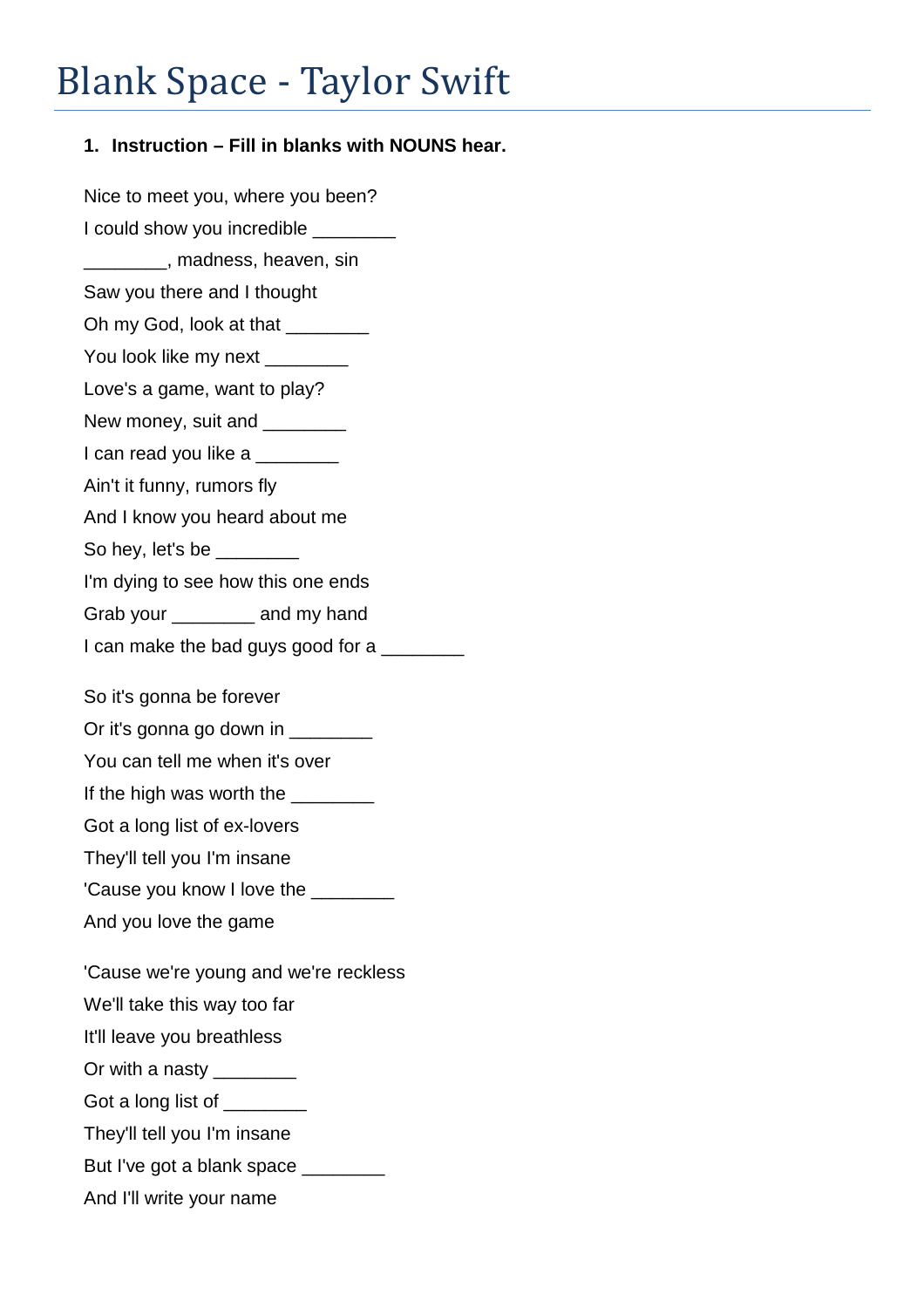# Blank Space - Taylor Swift

1. **Instruction – Fill in blanks with NOUNS hear.**

Nice to meet you, where you been?
I could show you incredible ________
________, madness, heaven, sin
Saw you there and I thought
Oh my God, look at that ________
You look like my next ________
Love's a game, want to play?
New money, suit and ________
I can read you like a ________
Ain't it funny, rumors fly
And I know you heard about me
So hey, let's be ________
I'm dying to see how this one ends
Grab your ________ and my hand
I can make the bad guys good for a ________

So it's gonna be forever
Or it's gonna go down in ________
You can tell me when it's over
If the high was worth the ________
Got a long list of ex-lovers
They'll tell you I'm insane
'Cause you know I love the ________
And you love the game

'Cause we're young and we're reckless
We'll take this way too far
It'll leave you breathless
Or with a nasty ________
Got a long list of ________
They'll tell you I'm insane
But I've got a blank space ________
And I'll write your name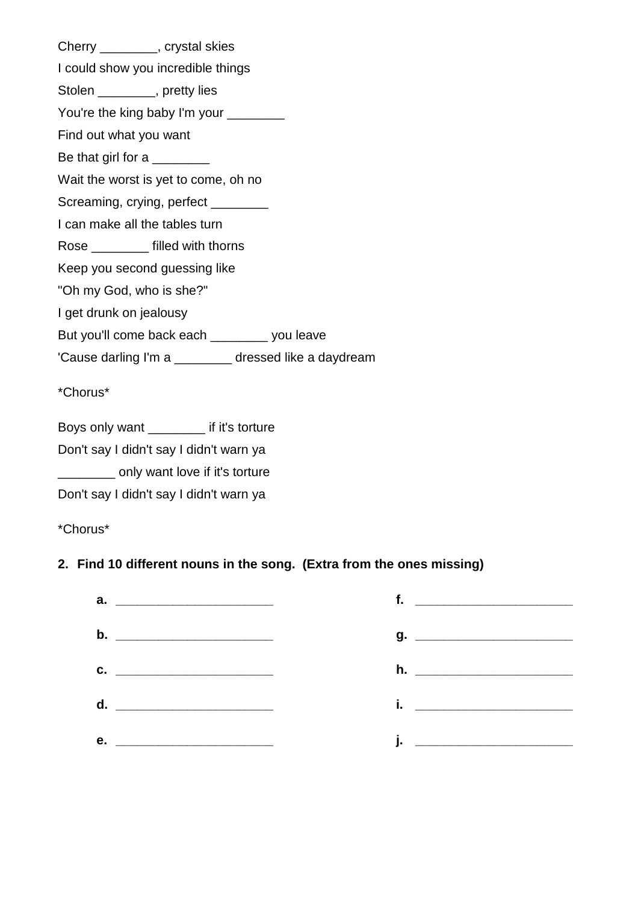Cherry ________, crystal skies

I could show you incredible things

Stolen ________, pretty lies

You're the king baby I'm your ________

Find out what you want

Be that girl for a ________

Wait the worst is yet to come, oh no

Screaming, crying, perfect ________

I can make all the tables turn

Rose ________ filled with thorns

Keep you second guessing like

"Oh my God, who is she?"

I get drunk on jealousy

But you'll come back each ________ you leave

'Cause darling I'm a ________ dressed like a daydream

*Chorus*

Boys only want ________ if it's torture

Don't say I didn't say I didn't warn ya

________ only want love if it's torture

Don't say I didn't say I didn't warn ya

*Chorus*

**2. Find 10 different nouns in the song. (Extra from the ones missing)**

**a.** ______________________

**b.** ______________________

**c.** ______________________

**d.** ______________________

**e.** ______________________

**f.** ______________________

**g.** ______________________

**h.** ______________________

**i.** ______________________

**j.** ______________________